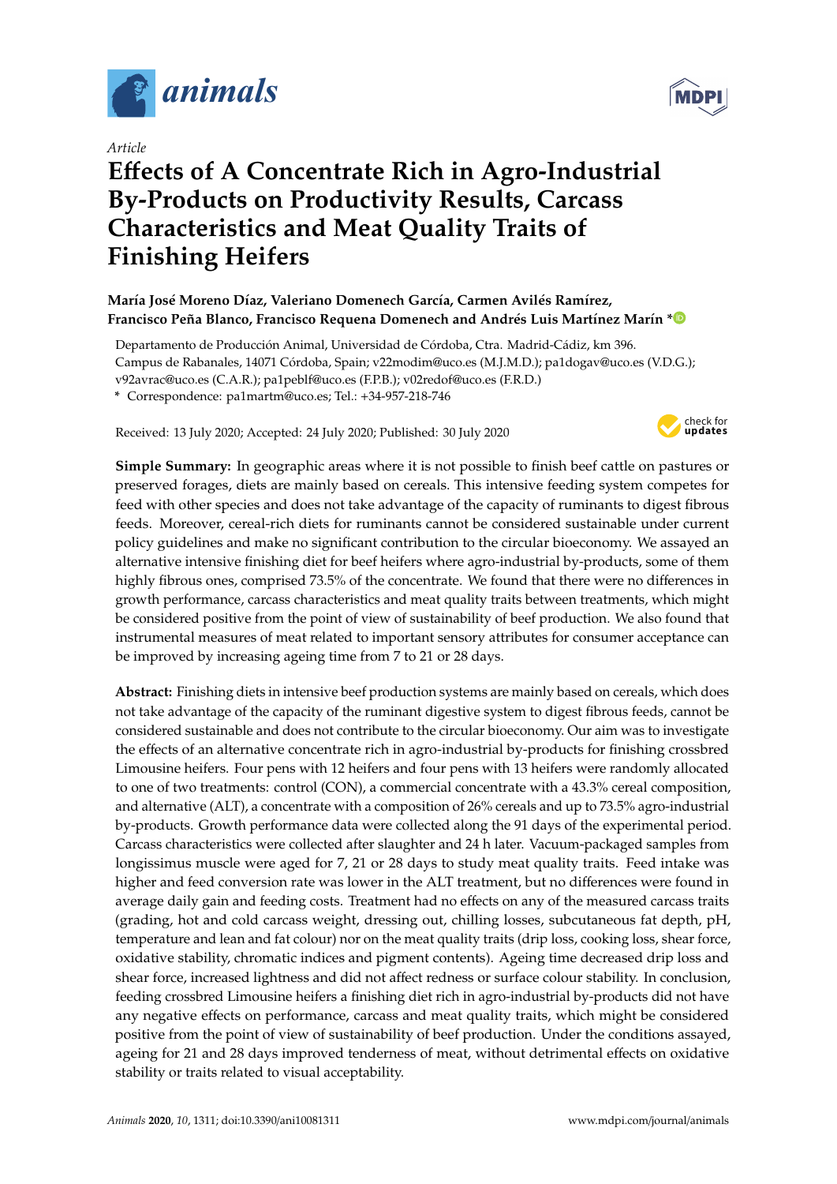*Article*

# Effects of A Concentrate Rich in Agro-Industrial By-Products on Productivity Results, Carcass Characteristics and Meat Quality Traits of Finishing Heifers

**María José Moreno Díaz, Valeriano Domenech García, Carmen Avilés Ramírez, Francisco Peña Blanco, Francisco Requena Domenech and Andrés Luis Martínez Marín ***

Departamento de Producción Animal, Universidad de Córdoba, Ctra. Madrid-Cádiz, km 396. Campus de Rabanales, 14071 Córdoba, Spain; v22modim@uco.es (M.J.M.D.); pa1dogav@uco.es (V.D.G.); v92avrac@uco.es (C.A.R.); pa1peblf@uco.es (F.P.B.); v02redof@uco.es (F.R.D.)

\* Correspondence: pa1martm@uco.es; Tel.: +34-957-218-746

Received: 13 July 2020; Accepted: 24 July 2020; Published: 30 July 2020

**Simple Summary:** In geographic areas where it is not possible to finish beef cattle on pastures or preserved forages, diets are mainly based on cereals. This intensive feeding system competes for feed with other species and does not take advantage of the capacity of ruminants to digest fibrous feeds. Moreover, cereal-rich diets for ruminants cannot be considered sustainable under current policy guidelines and make no significant contribution to the circular bioeconomy. We assayed an alternative intensive finishing diet for beef heifers where agro-industrial by-products, some of them highly fibrous ones, comprised 73.5% of the concentrate. We found that there were no differences in growth performance, carcass characteristics and meat quality traits between treatments, which might be considered positive from the point of view of sustainability of beef production. We also found that instrumental measures of meat related to important sensory attributes for consumer acceptance can be improved by increasing ageing time from 7 to 21 or 28 days.

**Abstract:** Finishing diets in intensive beef production systems are mainly based on cereals, which does not take advantage of the capacity of the ruminant digestive system to digest fibrous feeds, cannot be considered sustainable and does not contribute to the circular bioeconomy. Our aim was to investigate the effects of an alternative concentrate rich in agro-industrial by-products for finishing crossbred Limousine heifers. Four pens with 12 heifers and four pens with 13 heifers were randomly allocated to one of two treatments: control (CON), a commercial concentrate with a 43.3% cereal composition, and alternative (ALT), a concentrate with a composition of 26% cereals and up to 73.5% agro-industrial by-products. Growth performance data were collected along the 91 days of the experimental period. Carcass characteristics were collected after slaughter and 24 h later. Vacuum-packaged samples from longissimus muscle were aged for 7, 21 or 28 days to study meat quality traits. Feed intake was higher and feed conversion rate was lower in the ALT treatment, but no differences were found in average daily gain and feeding costs. Treatment had no effects on any of the measured carcass traits (grading, hot and cold carcass weight, dressing out, chilling losses, subcutaneous fat depth, pH, temperature and lean and fat colour) nor on the meat quality traits (drip loss, cooking loss, shear force, oxidative stability, chromatic indices and pigment contents). Ageing time decreased drip loss and shear force, increased lightness and did not affect redness or surface colour stability. In conclusion, feeding crossbred Limousine heifers a finishing diet rich in agro-industrial by-products did not have any negative effects on performance, carcass and meat quality traits, which might be considered positive from the point of view of sustainability of beef production. Under the conditions assayed, ageing for 21 and 28 days improved tenderness of meat, without detrimental effects on oxidative stability or traits related to visual acceptability.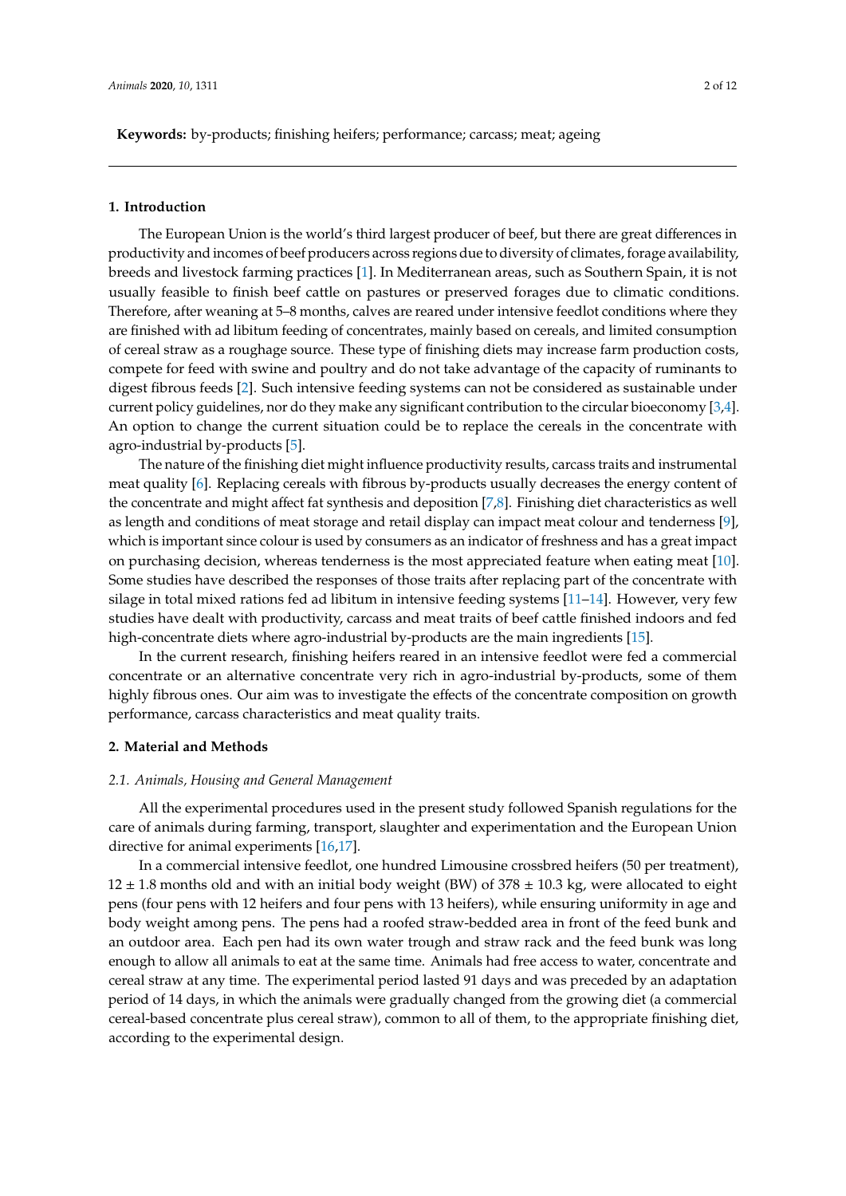**Keywords:** by-products; finishing heifers; performance; carcass; meat; ageing

## 1. Introduction

The European Union is the world's third largest producer of beef, but there are great differences in productivity and incomes of beef producers across regions due to diversity of climates, forage availability, breeds and livestock farming practices [1]. In Mediterranean areas, such as Southern Spain, it is not usually feasible to finish beef cattle on pastures or preserved forages due to climatic conditions. Therefore, after weaning at 5–8 months, calves are reared under intensive feedlot conditions where they are finished with ad libitum feeding of concentrates, mainly based on cereals, and limited consumption of cereal straw as a roughage source. These type of finishing diets may increase farm production costs, compete for feed with swine and poultry and do not take advantage of the capacity of ruminants to digest fibrous feeds [2]. Such intensive feeding systems can not be considered as sustainable under current policy guidelines, nor do they make any significant contribution to the circular bioeconomy [3,4]. An option to change the current situation could be to replace the cereals in the concentrate with agro-industrial by-products [5].

The nature of the finishing diet might influence productivity results, carcass traits and instrumental meat quality [6]. Replacing cereals with fibrous by-products usually decreases the energy content of the concentrate and might affect fat synthesis and deposition [7,8]. Finishing diet characteristics as well as length and conditions of meat storage and retail display can impact meat colour and tenderness [9], which is important since colour is used by consumers as an indicator of freshness and has a great impact on purchasing decision, whereas tenderness is the most appreciated feature when eating meat [10]. Some studies have described the responses of those traits after replacing part of the concentrate with silage in total mixed rations fed ad libitum in intensive feeding systems [11–14]. However, very few studies have dealt with productivity, carcass and meat traits of beef cattle finished indoors and fed high-concentrate diets where agro-industrial by-products are the main ingredients [15].

In the current research, finishing heifers reared in an intensive feedlot were fed a commercial concentrate or an alternative concentrate very rich in agro-industrial by-products, some of them highly fibrous ones. Our aim was to investigate the effects of the concentrate composition on growth performance, carcass characteristics and meat quality traits.

## 2. Material and Methods

### *2.1. Animals, Housing and General Management*

All the experimental procedures used in the present study followed Spanish regulations for the care of animals during farming, transport, slaughter and experimentation and the European Union directive for animal experiments [16,17].

In a commercial intensive feedlot, one hundred Limousine crossbred heifers (50 per treatment), 12 ± 1.8 months old and with an initial body weight (BW) of 378 ± 10.3 kg, were allocated to eight pens (four pens with 12 heifers and four pens with 13 heifers), while ensuring uniformity in age and body weight among pens. The pens had a roofed straw-bedded area in front of the feed bunk and an outdoor area. Each pen had its own water trough and straw rack and the feed bunk was long enough to allow all animals to eat at the same time. Animals had free access to water, concentrate and cereal straw at any time. The experimental period lasted 91 days and was preceded by an adaptation period of 14 days, in which the animals were gradually changed from the growing diet (a commercial cereal-based concentrate plus cereal straw), common to all of them, to the appropriate finishing diet, according to the experimental design.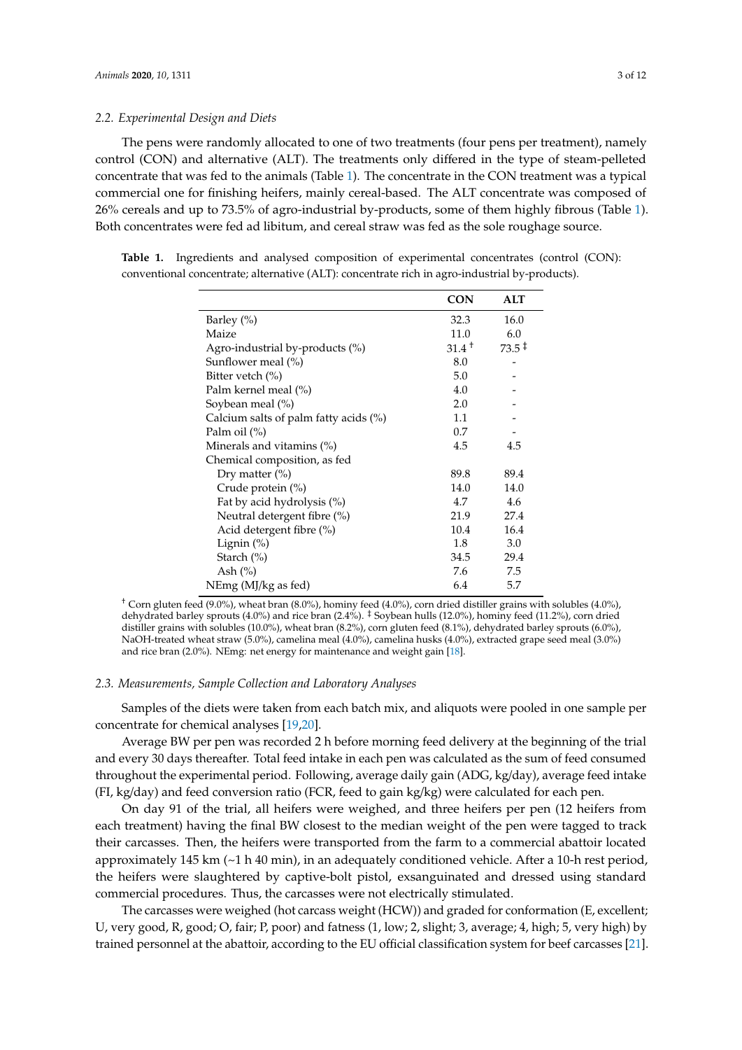### 2.2. Experimental Design and Diets

The pens were randomly allocated to one of two treatments (four pens per treatment), namely control (CON) and alternative (ALT). The treatments only differed in the type of steam-pelleted concentrate that was fed to the animals (Table 1). The concentrate in the CON treatment was a typical commercial one for finishing heifers, mainly cereal-based. The ALT concentrate was composed of 26% cereals and up to 73.5% of agro-industrial by-products, some of them highly fibrous (Table 1). Both concentrates were fed ad libitum, and cereal straw was fed as the sole roughage source.

**Table 1.** Ingredients and analysed composition of experimental concentrates (control (CON): conventional concentrate; alternative (ALT): concentrate rich in agro-industrial by-products).

| | CON | ALT |
|---|---|---|
| Barley (%) | 32.3 | 16.0 |
| Maize | 11.0 | 6.0 |
| Agro-industrial by-products (%) | 31.4 † | 73.5 ‡ |
| Sunflower meal (%) | 8.0 | - |
| Bitter vetch (%) | 5.0 | - |
| Palm kernel meal (%) | 4.0 | - |
| Soybean meal (%) | 2.0 | - |
| Calcium salts of palm fatty acids (%) | 1.1 | - |
| Palm oil (%) | 0.7 | - |
| Minerals and vitamins (%) | 4.5 | 4.5 |
| Chemical composition, as fed | | |
| Dry matter (%) | 89.8 | 89.4 |
| Crude protein (%) | 14.0 | 14.0 |
| Fat by acid hydrolysis (%) | 4.7 | 4.6 |
| Neutral detergent fibre (%) | 21.9 | 27.4 |
| Acid detergent fibre (%) | 10.4 | 16.4 |
| Lignin (%) | 1.8 | 3.0 |
| Starch (%) | 34.5 | 29.4 |
| Ash (%) | 7.6 | 7.5 |
| NEmg (MJ/kg as fed) | 6.4 | 5.7 |

† Corn gluten feed (9.0%), wheat bran (8.0%), hominy feed (4.0%), corn dried distiller grains with solubles (4.0%), dehydrated barley sprouts (4.0%) and rice bran (2.4%). ‡ Soybean hulls (12.0%), hominy feed (11.2%), corn dried distiller grains with solubles (10.0%), wheat bran (8.2%), corn gluten feed (8.1%), dehydrated barley sprouts (6.0%), NaOH-treated wheat straw (5.0%), camelina meal (4.0%), camelina husks (4.0%), extracted grape seed meal (3.0%) and rice bran (2.0%). NEmg: net energy for maintenance and weight gain [18].

### 2.3. Measurements, Sample Collection and Laboratory Analyses

Samples of the diets were taken from each batch mix, and aliquots were pooled in one sample per concentrate for chemical analyses [19,20].

Average BW per pen was recorded 2 h before morning feed delivery at the beginning of the trial and every 30 days thereafter. Total feed intake in each pen was calculated as the sum of feed consumed throughout the experimental period. Following, average daily gain (ADG, kg/day), average feed intake (FI, kg/day) and feed conversion ratio (FCR, feed to gain kg/kg) were calculated for each pen.

On day 91 of the trial, all heifers were weighed, and three heifers per pen (12 heifers from each treatment) having the final BW closest to the median weight of the pen were tagged to track their carcasses. Then, the heifers were transported from the farm to a commercial abattoir located approximately 145 km (~1 h 40 min), in an adequately conditioned vehicle. After a 10-h rest period, the heifers were slaughtered by captive-bolt pistol, exsanguinated and dressed using standard commercial procedures. Thus, the carcasses were not electrically stimulated.

The carcasses were weighed (hot carcass weight (HCW)) and graded for conformation (E, excellent; U, very good, R, good; O, fair; P, poor) and fatness (1, low; 2, slight; 3, average; 4, high; 5, very high) by trained personnel at the abattoir, according to the EU official classification system for beef carcasses [21].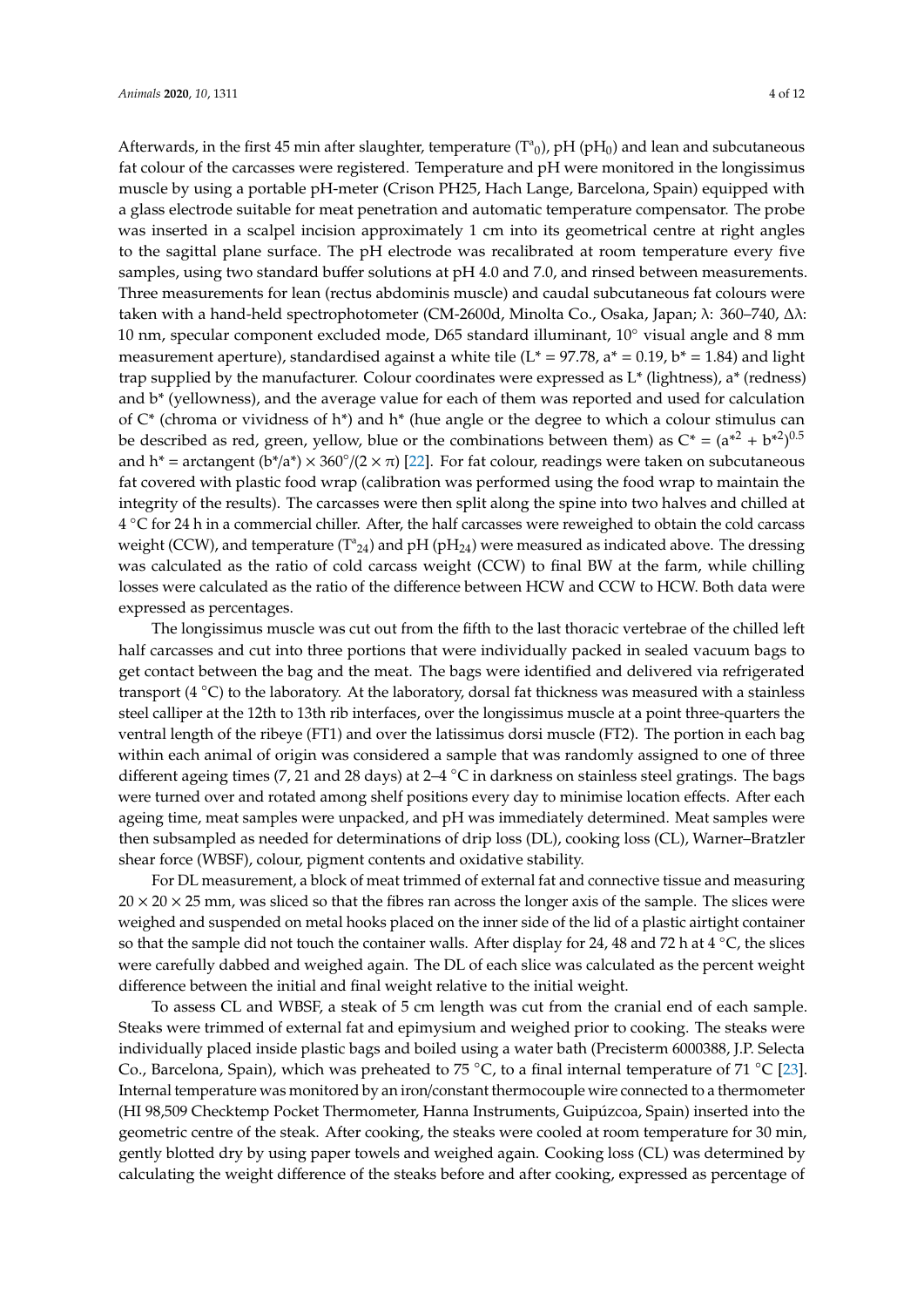Afterwards, in the first 45 min after slaughter, temperature ($T^a_0$), pH ($pH_0$) and lean and subcutaneous fat colour of the carcasses were registered. Temperature and pH were monitored in the longissimus muscle by using a portable pH-meter (Crison PH25, Hach Lange, Barcelona, Spain) equipped with a glass electrode suitable for meat penetration and automatic temperature compensator. The probe was inserted in a scalpel incision approximately 1 cm into its geometrical centre at right angles to the sagittal plane surface. The pH electrode was recalibrated at room temperature every five samples, using two standard buffer solutions at pH 4.0 and 7.0, and rinsed between measurements. Three measurements for lean (rectus abdominis muscle) and caudal subcutaneous fat colours were taken with a hand-held spectrophotometer (CM-2600d, Minolta Co., Osaka, Japan; λ: 360–740, Δλ: 10 nm, specular component excluded mode, D65 standard illuminant, 10° visual angle and 8 mm measurement aperture), standardised against a white tile ($L^* = 97.78$, $a^* = 0.19$, $b^* = 1.84$) and light trap supplied by the manufacturer. Colour coordinates were expressed as $L^*$ (lightness), $a^*$ (redness) and $b^*$ (yellowness), and the average value for each of them was reported and used for calculation of $C^*$ (chroma or vividness of $h^*$) and $h^*$ (hue angle or the degree to which a colour stimulus can be described as red, green, yellow, blue or the combinations between them) as $C^* = (a^{*2} + b^{*2})^{0.5}$ and $h^* = \text{arctangent}\,(b^*/a^*) \times 360°/(2 \times \pi)$ [22]. For fat colour, readings were taken on subcutaneous fat covered with plastic food wrap (calibration was performed using the food wrap to maintain the integrity of the results). The carcasses were then split along the spine into two halves and chilled at 4 °C for 24 h in a commercial chiller. After, the half carcasses were reweighed to obtain the cold carcass weight (CCW), and temperature ($T^a_{24}$) and pH ($pH_{24}$) were measured as indicated above. The dressing was calculated as the ratio of cold carcass weight (CCW) to final BW at the farm, while chilling losses were calculated as the ratio of the difference between HCW and CCW to HCW. Both data were expressed as percentages.

The longissimus muscle was cut out from the fifth to the last thoracic vertebrae of the chilled left half carcasses and cut into three portions that were individually packed in sealed vacuum bags to get contact between the bag and the meat. The bags were identified and delivered via refrigerated transport (4 °C) to the laboratory. At the laboratory, dorsal fat thickness was measured with a stainless steel calliper at the 12th to 13th rib interfaces, over the longissimus muscle at a point three-quarters the ventral length of the ribeye (FT1) and over the latissimus dorsi muscle (FT2). The portion in each bag within each animal of origin was considered a sample that was randomly assigned to one of three different ageing times (7, 21 and 28 days) at 2–4 °C in darkness on stainless steel gratings. The bags were turned over and rotated among shelf positions every day to minimise location effects. After each ageing time, meat samples were unpacked, and pH was immediately determined. Meat samples were then subsampled as needed for determinations of drip loss (DL), cooking loss (CL), Warner–Bratzler shear force (WBSF), colour, pigment contents and oxidative stability.

For DL measurement, a block of meat trimmed of external fat and connective tissue and measuring 20 × 20 × 25 mm, was sliced so that the fibres ran across the longer axis of the sample. The slices were weighed and suspended on metal hooks placed on the inner side of the lid of a plastic airtight container so that the sample did not touch the container walls. After display for 24, 48 and 72 h at 4 °C, the slices were carefully dabbed and weighed again. The DL of each slice was calculated as the percent weight difference between the initial and final weight relative to the initial weight.

To assess CL and WBSF, a steak of 5 cm length was cut from the cranial end of each sample. Steaks were trimmed of external fat and epimysium and weighed prior to cooking. The steaks were individually placed inside plastic bags and boiled using a water bath (Precisterm 6000388, J.P. Selecta Co., Barcelona, Spain), which was preheated to 75 °C, to a final internal temperature of 71 °C [23]. Internal temperature was monitored by an iron/constant thermocouple wire connected to a thermometer (HI 98,509 Checktemp Pocket Thermometer, Hanna Instruments, Guipúzcoa, Spain) inserted into the geometric centre of the steak. After cooking, the steaks were cooled at room temperature for 30 min, gently blotted dry by using paper towels and weighed again. Cooking loss (CL) was determined by calculating the weight difference of the steaks before and after cooking, expressed as percentage of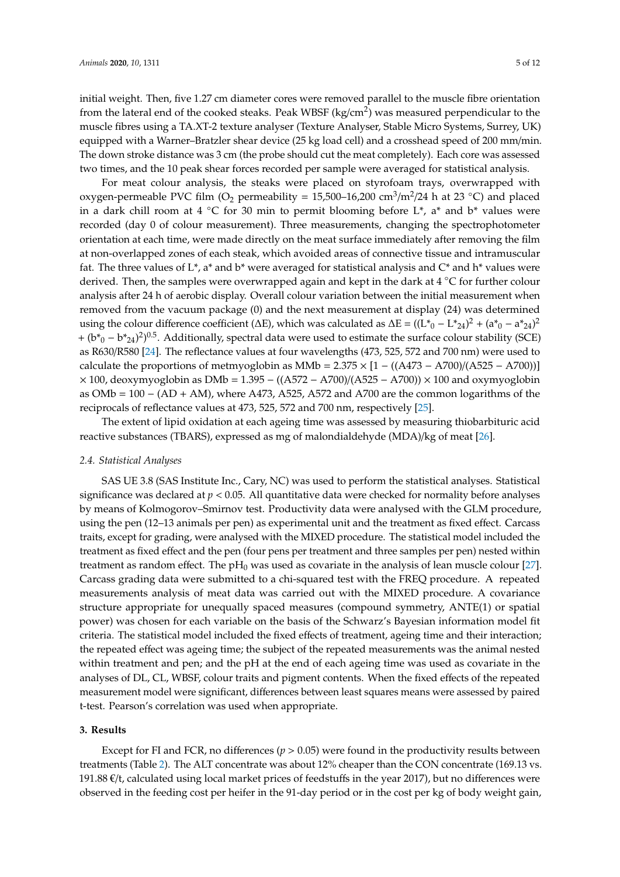initial weight. Then, five 1.27 cm diameter cores were removed parallel to the muscle fibre orientation from the lateral end of the cooked steaks. Peak WBSF ($kg/cm^2$) was measured perpendicular to the muscle fibres using a TA.XT-2 texture analyser (Texture Analyser, Stable Micro Systems, Surrey, UK) equipped with a Warner–Bratzler shear device (25 kg load cell) and a crosshead speed of 200 mm/min. The down stroke distance was 3 cm (the probe should cut the meat completely). Each core was assessed two times, and the 10 peak shear forces recorded per sample were averaged for statistical analysis.

For meat colour analysis, the steaks were placed on styrofoam trays, overwrapped with oxygen-permeable PVC film ($O_2$ permeability = 15,500–16,200 $cm^3/m^2/24$ h at 23 °C) and placed in a dark chill room at 4 °C for 30 min to permit blooming before L*, a* and b* values were recorded (day 0 of colour measurement). Three measurements, changing the spectrophotometer orientation at each time, were made directly on the meat surface immediately after removing the film at non-overlapped zones of each steak, which avoided areas of connective tissue and intramuscular fat. The three values of L*, a* and b* were averaged for statistical analysis and C* and h* values were derived. Then, the samples were overwrapped again and kept in the dark at 4 °C for further colour analysis after 24 h of aerobic display. Overall colour variation between the initial measurement when removed from the vacuum package (0) and the next measurement at display (24) was determined using the colour difference coefficient (ΔE), which was calculated as $\Delta E = ((L^*_0 - L^*_{24})^2 + (a^*_0 - a^*_{24})^2 + (b^*_0 - b^*_{24})^2)^{0.5}$. Additionally, spectral data were used to estimate the surface colour stability (SCE) as R630/R580 [24]. The reflectance values at four wavelengths (473, 525, 572 and 700 nm) were used to calculate the proportions of metmyoglobin as $MMb = 2.375 \times [1 - ((A473 - A700)/(A525 - A700))] \times 100$, deoxymyoglobin as $DMb = 1.395 - ((A572 - A700)/(A525 - A700)) \times 100$ and oxymyoglobin as $OMb = 100 - (AD + AM)$, where A473, A525, A572 and A700 are the common logarithms of the reciprocals of reflectance values at 473, 525, 572 and 700 nm, respectively [25].

The extent of lipid oxidation at each ageing time was assessed by measuring thiobarbituric acid reactive substances (TBARS), expressed as mg of malondialdehyde (MDA)/kg of meat [26].

### 2.4. Statistical Analyses

SAS UE 3.8 (SAS Institute Inc., Cary, NC) was used to perform the statistical analyses. Statistical significance was declared at $p < 0.05$. All quantitative data were checked for normality before analyses by means of Kolmogorov–Smirnov test. Productivity data were analysed with the GLM procedure, using the pen (12–13 animals per pen) as experimental unit and the treatment as fixed effect. Carcass traits, except for grading, were analysed with the MIXED procedure. The statistical model included the treatment as fixed effect and the pen (four pens per treatment and three samples per pen) nested within treatment as random effect. The $pH_0$ was used as covariate in the analysis of lean muscle colour [27]. Carcass grading data were submitted to a chi-squared test with the FREQ procedure. A repeated measurements analysis of meat data was carried out with the MIXED procedure. A covariance structure appropriate for unequally spaced measures (compound symmetry, ANTE(1) or spatial power) was chosen for each variable on the basis of the Schwarz's Bayesian information model fit criteria. The statistical model included the fixed effects of treatment, ageing time and their interaction; the repeated effect was ageing time; the subject of the repeated measurements was the animal nested within treatment and pen; and the pH at the end of each ageing time was used as covariate in the analyses of DL, CL, WBSF, colour traits and pigment contents. When the fixed effects of the repeated measurement model were significant, differences between least squares means were assessed by paired t-test. Pearson's correlation was used when appropriate.

## 3. Results

Except for FI and FCR, no differences ($p > 0.05$) were found in the productivity results between treatments (Table 2). The ALT concentrate was about 12% cheaper than the CON concentrate (169.13 vs. 191.88 €/t, calculated using local market prices of feedstuffs in the year 2017), but no differences were observed in the feeding cost per heifer in the 91-day period or in the cost per kg of body weight gain,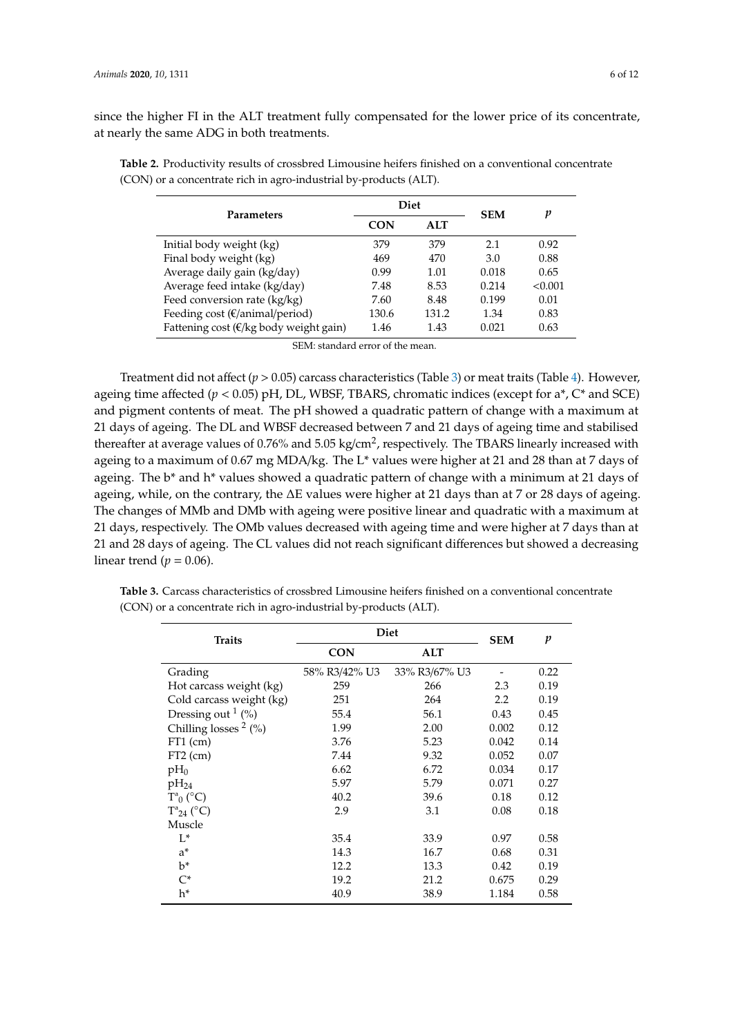since the higher FI in the ALT treatment fully compensated for the lower price of its concentrate, at nearly the same ADG in both treatments.

**Table 2.** Productivity results of crossbred Limousine heifers finished on a conventional concentrate (CON) or a concentrate rich in agro-industrial by-products (ALT).

| Parameters | Diet | | SEM | $p$ |
|---|---|---|---|---|
| | **CON** | **ALT** | | |
| Initial body weight (kg) | 379 | 379 | 2.1 | 0.92 |
| Final body weight (kg) | 469 | 470 | 3.0 | 0.88 |
| Average daily gain (kg/day) | 0.99 | 1.01 | 0.018 | 0.65 |
| Average feed intake (kg/day) | 7.48 | 8.53 | 0.214 | <0.001 |
| Feed conversion rate (kg/kg) | 7.60 | 8.48 | 0.199 | 0.01 |
| Feeding cost (€/animal/period) | 130.6 | 131.2 | 1.34 | 0.83 |
| Fattening cost (€/kg body weight gain) | 1.46 | 1.43 | 0.021 | 0.63 |

SEM: standard error of the mean.

Treatment did not affect ($p > 0.05$) carcass characteristics (Table 3) or meat traits (Table 4). However, ageing time affected ($p < 0.05$) pH, DL, WBSF, TBARS, chromatic indices (except for a*, C* and SCE) and pigment contents of meat. The pH showed a quadratic pattern of change with a maximum at 21 days of ageing. The DL and WBSF decreased between 7 and 21 days of ageing time and stabilised thereafter at average values of 0.76% and 5.05 kg/cm$^2$, respectively. The TBARS linearly increased with ageing to a maximum of 0.67 mg MDA/kg. The L* values were higher at 21 and 28 than at 7 days of ageing. The b* and h* values showed a quadratic pattern of change with a minimum at 21 days of ageing, while, on the contrary, the ΔE values were higher at 21 days than at 7 or 28 days of ageing. The changes of MMb and DMb with ageing were positive linear and quadratic with a maximum at 21 days, respectively. The OMb values decreased with ageing time and were higher at 7 days than at 21 and 28 days of ageing. The CL values did not reach significant differences but showed a decreasing linear trend ($p = 0.06$).

**Table 3.** Carcass characteristics of crossbred Limousine heifers finished on a conventional concentrate (CON) or a concentrate rich in agro-industrial by-products (ALT).

| Traits | Diet | | SEM | $p$ |
|---|---|---|---|---|
| | **CON** | **ALT** | | |
| Grading | 58% R3/42% U3 | 33% R3/67% U3 | - | 0.22 |
| Hot carcass weight (kg) | 259 | 266 | 2.3 | 0.19 |
| Cold carcass weight (kg) | 251 | 264 | 2.2 | 0.19 |
| Dressing out [1] (%) | 55.4 | 56.1 | 0.43 | 0.45 |
| Chilling losses [2] (%) | 1.99 | 2.00 | 0.002 | 0.12 |
| FT1 (cm) | 3.76 | 5.23 | 0.042 | 0.14 |
| FT2 (cm) | 7.44 | 9.32 | 0.052 | 0.07 |
| $pH_0$ | 6.62 | 6.72 | 0.034 | 0.17 |
| $pH_{24}$ | 5.97 | 5.79 | 0.071 | 0.27 |
| $T^a_0$ (°C) | 40.2 | 39.6 | 0.18 | 0.12 |
| $T^a_{24}$ (°C) | 2.9 | 3.1 | 0.08 | 0.18 |
| Muscle | | | | |
| L* | 35.4 | 33.9 | 0.97 | 0.58 |
| a* | 14.3 | 16.7 | 0.68 | 0.31 |
| b* | 12.2 | 13.3 | 0.42 | 0.19 |
| C* | 19.2 | 21.2 | 0.675 | 0.29 |
| h* | 40.9 | 38.9 | 1.184 | 0.58 |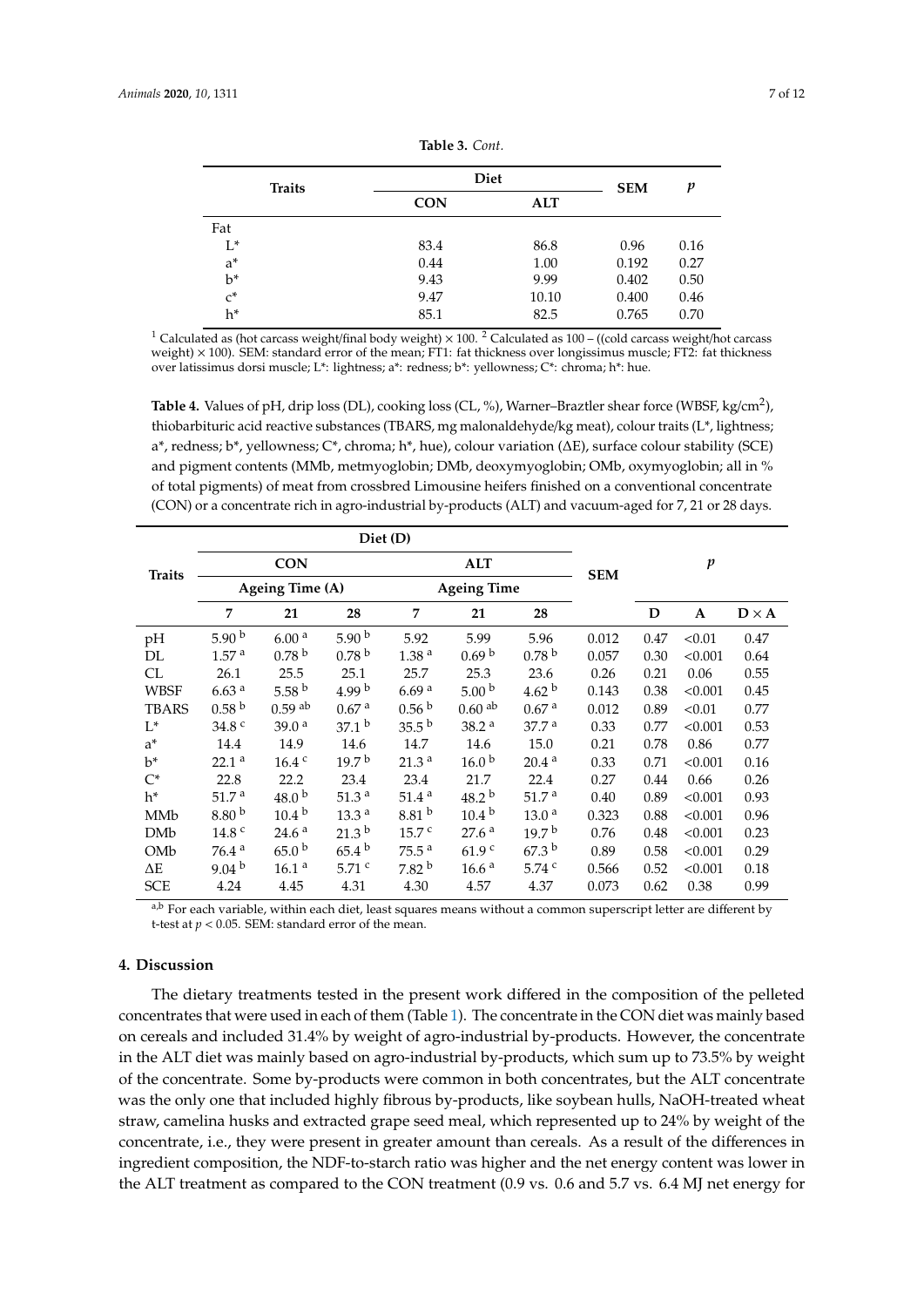**Table 3.** *Cont.*

| Traits | Diet | | SEM | $p$ |
|---|---|---|---|---|
| | CON | ALT | | |
| Fat | | | | |
| L* | 83.4 | 86.8 | 0.96 | 0.16 |
| a* | 0.44 | 1.00 | 0.192 | 0.27 |
| b* | 9.43 | 9.99 | 0.402 | 0.50 |
| c* | 9.47 | 10.10 | 0.400 | 0.46 |
| h* | 85.1 | 82.5 | 0.765 | 0.70 |

[1] Calculated as (hot carcass weight/final body weight) × 100. [2] Calculated as 100 − ((cold carcass weight/hot carcass weight) × 100). SEM: standard error of the mean; FT1: fat thickness over longissimus muscle; FT2: fat thickness over latissimus dorsi muscle; L*: lightness; a*: redness; b*: yellowness; C*: chroma; h*: hue.

**Table 4.** Values of pH, drip loss (DL), cooking loss (CL, %), Warner–Braztler shear force (WBSF, kg/cm$^2$), thiobarbituric acid reactive substances (TBARS, mg malonaldehyde/kg meat), colour traits (L*, lightness; a*, redness; b*, yellowness; C*, chroma; h*, hue), colour variation (ΔE), surface colour stability (SCE) and pigment contents (MMb, metmyoglobin; DMb, deoxymyoglobin; OMb, oxymyoglobin; all in % of total pigments) of meat from crossbred Limousine heifers finished on a conventional concentrate (CON) or a concentrate rich in agro-industrial by-products (ALT) and vacuum-aged for 7, 21 or 28 days.

| Traits | Diet (D) | | | | | | SEM | $p$ | | |
|---|---|---|---|---|---|---|---|---|---|---|
| | CON | | | ALT | | | | | | |
| | Ageing Time (A) | | | Ageing Time | | | | | | |
| | 7 | 21 | 28 | 7 | 21 | 28 | | D | A | D × A |
| pH | 5.90 [b] | 6.00 [a] | 5.90 [b] | 5.92 | 5.99 | 5.96 | 0.012 | 0.47 | <0.01 | 0.47 |
| DL | 1.57 [a] | 0.78 [b] | 0.78 [b] | 1.38 [a] | 0.69 [b] | 0.78 [b] | 0.057 | 0.30 | <0.001 | 0.64 |
| CL | 26.1 | 25.5 | 25.1 | 25.7 | 25.3 | 23.6 | 0.26 | 0.21 | 0.06 | 0.55 |
| WBSF | 6.63 [a] | 5.58 [b] | 4.99 [b] | 6.69 [a] | 5.00 [b] | 4.62 [b] | 0.143 | 0.38 | <0.001 | 0.45 |
| TBARS | 0.58 [b] | 0.59 [ab] | 0.67 [a] | 0.56 [b] | 0.60 [ab] | 0.67 [a] | 0.012 | 0.89 | <0.01 | 0.77 |
| L* | 34.8 [c] | 39.0 [a] | 37.1 [b] | 35.5 [b] | 38.2 [a] | 37.7 [a] | 0.33 | 0.77 | <0.001 | 0.53 |
| a* | 14.4 | 14.9 | 14.6 | 14.7 | 14.6 | 15.0 | 0.21 | 0.78 | 0.86 | 0.77 |
| b* | 22.1 [a] | 16.4 [c] | 19.7 [b] | 21.3 [a] | 16.0 [b] | 20.4 [a] | 0.33 | 0.71 | <0.001 | 0.16 |
| C* | 22.8 | 22.2 | 23.4 | 23.4 | 21.7 | 22.4 | 0.27 | 0.44 | 0.66 | 0.26 |
| h* | 51.7 [a] | 48.0 [b] | 51.3 [a] | 51.4 [a] | 48.2 [b] | 51.7 [a] | 0.40 | 0.89 | <0.001 | 0.93 |
| MMb | 8.80 [b] | 10.4 [b] | 13.3 [a] | 8.81 [b] | 10.4 [b] | 13.0 [a] | 0.323 | 0.88 | <0.001 | 0.96 |
| DMb | 14.8 [c] | 24.6 [a] | 21.3 [b] | 15.7 [c] | 27.6 [a] | 19.7 [b] | 0.76 | 0.48 | <0.001 | 0.23 |
| OMb | 76.4 [a] | 65.0 [b] | 65.4 [b] | 75.5 [a] | 61.9 [c] | 67.3 [b] | 0.89 | 0.58 | <0.001 | 0.29 |
| ΔE | 9.04 [b] | 16.1 [a] | 5.71 [c] | 7.82 [b] | 16.6 [a] | 5.74 [c] | 0.566 | 0.52 | <0.001 | 0.18 |
| SCE | 4.24 | 4.45 | 4.31 | 4.30 | 4.57 | 4.37 | 0.073 | 0.62 | 0.38 | 0.99 |

[a,b] For each variable, within each diet, least squares means without a common superscript letter are different by t-test at $p < 0.05$. SEM: standard error of the mean.

## 4. Discussion

The dietary treatments tested in the present work differed in the composition of the pelleted concentrates that were used in each of them (Table 1). The concentrate in the CON diet was mainly based on cereals and included 31.4% by weight of agro-industrial by-products. However, the concentrate in the ALT diet was mainly based on agro-industrial by-products, which sum up to 73.5% by weight of the concentrate. Some by-products were common in both concentrates, but the ALT concentrate was the only one that included highly fibrous by-products, like soybean hulls, NaOH-treated wheat straw, camelina husks and extracted grape seed meal, which represented up to 24% by weight of the concentrate, i.e., they were present in greater amount than cereals. As a result of the differences in ingredient composition, the NDF-to-starch ratio was higher and the net energy content was lower in the ALT treatment as compared to the CON treatment (0.9 vs. 0.6 and 5.7 vs. 6.4 MJ net energy for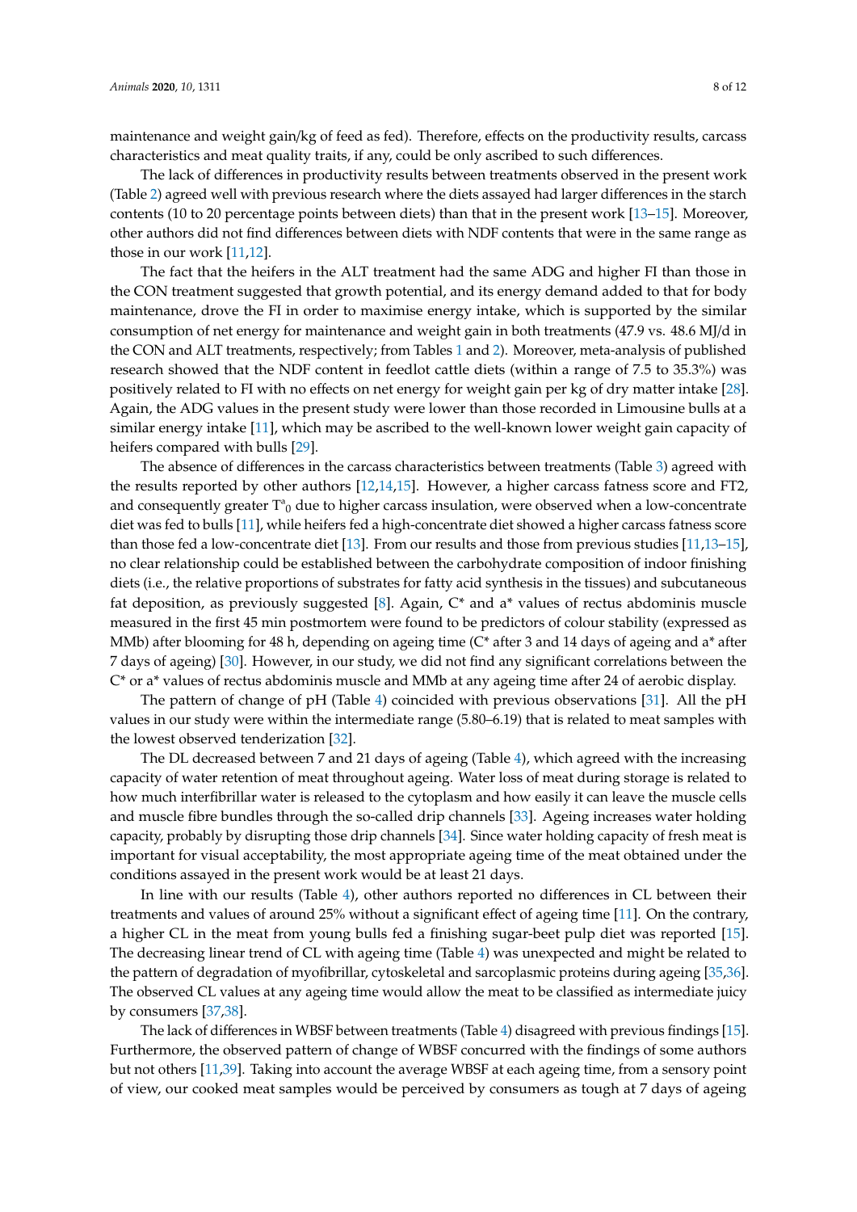maintenance and weight gain/kg of feed as fed). Therefore, effects on the productivity results, carcass characteristics and meat quality traits, if any, could be only ascribed to such differences.

The lack of differences in productivity results between treatments observed in the present work (Table 2) agreed well with previous research where the diets assayed had larger differences in the starch contents (10 to 20 percentage points between diets) than that in the present work [13–15]. Moreover, other authors did not find differences between diets with NDF contents that were in the same range as those in our work [11,12].

The fact that the heifers in the ALT treatment had the same ADG and higher FI than those in the CON treatment suggested that growth potential, and its energy demand added to that for body maintenance, drove the FI in order to maximise energy intake, which is supported by the similar consumption of net energy for maintenance and weight gain in both treatments (47.9 vs. 48.6 MJ/d in the CON and ALT treatments, respectively; from Tables 1 and 2). Moreover, meta-analysis of published research showed that the NDF content in feedlot cattle diets (within a range of 7.5 to 35.3%) was positively related to FI with no effects on net energy for weight gain per kg of dry matter intake [28]. Again, the ADG values in the present study were lower than those recorded in Limousine bulls at a similar energy intake [11], which may be ascribed to the well-known lower weight gain capacity of heifers compared with bulls [29].

The absence of differences in the carcass characteristics between treatments (Table 3) agreed with the results reported by other authors [12,14,15]. However, a higher carcass fatness score and FT2, and consequently greater $T^{a}_{0}$ due to higher carcass insulation, were observed when a low-concentrate diet was fed to bulls [11], while heifers fed a high-concentrate diet showed a higher carcass fatness score than those fed a low-concentrate diet [13]. From our results and those from previous studies [11,13–15], no clear relationship could be established between the carbohydrate composition of indoor finishing diets (i.e., the relative proportions of substrates for fatty acid synthesis in the tissues) and subcutaneous fat deposition, as previously suggested [8]. Again, C* and a* values of rectus abdominis muscle measured in the first 45 min postmortem were found to be predictors of colour stability (expressed as MMb) after blooming for 48 h, depending on ageing time (C* after 3 and 14 days of ageing and a* after 7 days of ageing) [30]. However, in our study, we did not find any significant correlations between the C* or a* values of rectus abdominis muscle and MMb at any ageing time after 24 of aerobic display.

The pattern of change of pH (Table 4) coincided with previous observations [31]. All the pH values in our study were within the intermediate range (5.80–6.19) that is related to meat samples with the lowest observed tenderization [32].

The DL decreased between 7 and 21 days of ageing (Table 4), which agreed with the increasing capacity of water retention of meat throughout ageing. Water loss of meat during storage is related to how much interfibrillar water is released to the cytoplasm and how easily it can leave the muscle cells and muscle fibre bundles through the so-called drip channels [33]. Ageing increases water holding capacity, probably by disrupting those drip channels [34]. Since water holding capacity of fresh meat is important for visual acceptability, the most appropriate ageing time of the meat obtained under the conditions assayed in the present work would be at least 21 days.

In line with our results (Table 4), other authors reported no differences in CL between their treatments and values of around 25% without a significant effect of ageing time [11]. On the contrary, a higher CL in the meat from young bulls fed a finishing sugar-beet pulp diet was reported [15]. The decreasing linear trend of CL with ageing time (Table 4) was unexpected and might be related to the pattern of degradation of myofibrillar, cytoskeletal and sarcoplasmic proteins during ageing [35,36]. The observed CL values at any ageing time would allow the meat to be classified as intermediate juicy by consumers [37,38].

The lack of differences in WBSF between treatments (Table 4) disagreed with previous findings [15]. Furthermore, the observed pattern of change of WBSF concurred with the findings of some authors but not others [11,39]. Taking into account the average WBSF at each ageing time, from a sensory point of view, our cooked meat samples would be perceived by consumers as tough at 7 days of ageing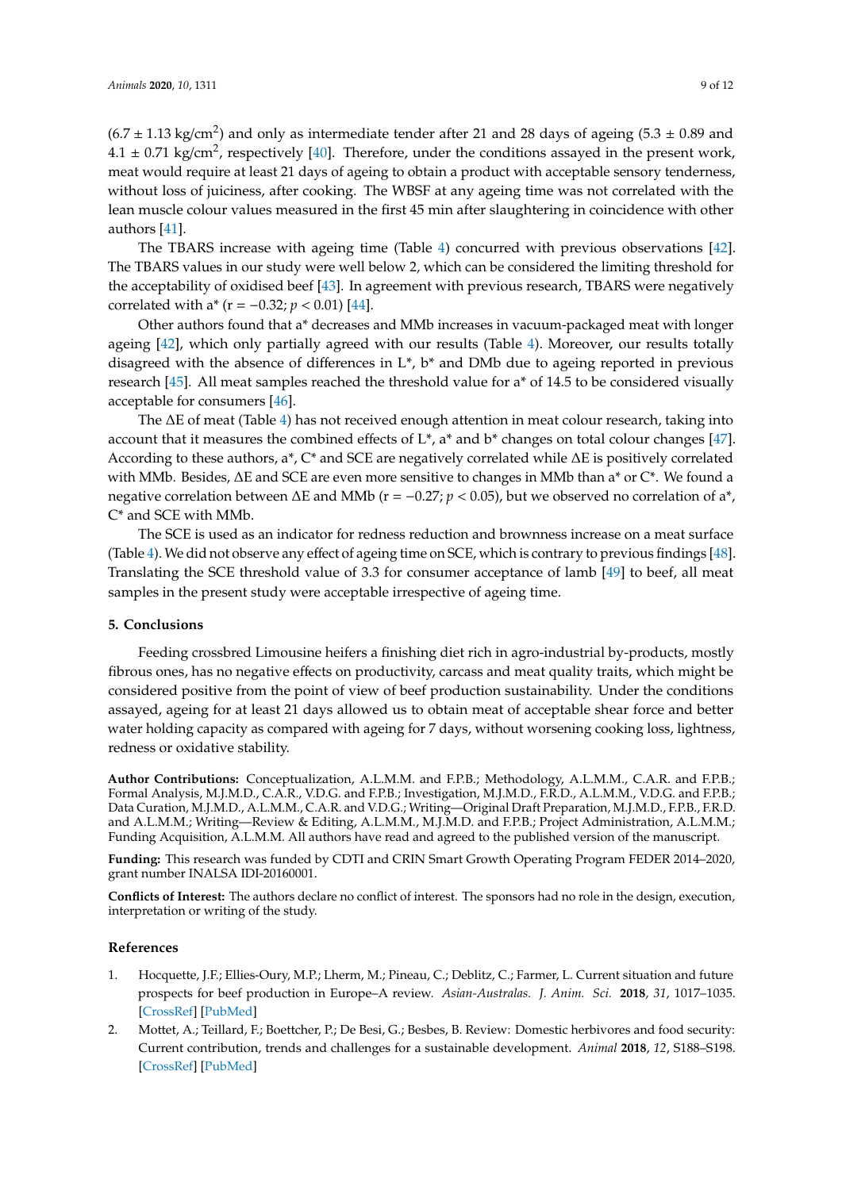($6.7 \pm 1.13$ kg/cm$^2$) and only as intermediate tender after 21 and 28 days of ageing ($5.3 \pm 0.89$ and $4.1 \pm 0.71$ kg/cm$^2$, respectively [40]. Therefore, under the conditions assayed in the present work, meat would require at least 21 days of ageing to obtain a product with acceptable sensory tenderness, without loss of juiciness, after cooking. The WBSF at any ageing time was not correlated with the lean muscle colour values measured in the first 45 min after slaughtering in coincidence with other authors [41].

The TBARS increase with ageing time (Table 4) concurred with previous observations [42]. The TBARS values in our study were well below 2, which can be considered the limiting threshold for the acceptability of oxidised beef [43]. In agreement with previous research, TBARS were negatively correlated with a* ($r = -0.32$; $p < 0.01$) [44].

Other authors found that a* decreases and MMb increases in vacuum-packaged meat with longer ageing [42], which only partially agreed with our results (Table 4). Moreover, our results totally disagreed with the absence of differences in L*, b* and DMb due to ageing reported in previous research [45]. All meat samples reached the threshold value for a* of 14.5 to be considered visually acceptable for consumers [46].

The ΔE of meat (Table 4) has not received enough attention in meat colour research, taking into account that it measures the combined effects of L*, a* and b* changes on total colour changes [47]. According to these authors, a*, C* and SCE are negatively correlated while ΔE is positively correlated with MMb. Besides, ΔE and SCE are even more sensitive to changes in MMb than a* or C*. We found a negative correlation between ΔE and MMb ($r = -0.27$; $p < 0.05$), but we observed no correlation of a*, C* and SCE with MMb.

The SCE is used as an indicator for redness reduction and brownness increase on a meat surface (Table 4). We did not observe any effect of ageing time on SCE, which is contrary to previous findings [48]. Translating the SCE threshold value of 3.3 for consumer acceptance of lamb [49] to beef, all meat samples in the present study were acceptable irrespective of ageing time.

## 5. Conclusions

Feeding crossbred Limousine heifers a finishing diet rich in agro-industrial by-products, mostly fibrous ones, has no negative effects on productivity, carcass and meat quality traits, which might be considered positive from the point of view of beef production sustainability. Under the conditions assayed, ageing for at least 21 days allowed us to obtain meat of acceptable shear force and better water holding capacity as compared with ageing for 7 days, without worsening cooking loss, lightness, redness or oxidative stability.

**Author Contributions:** Conceptualization, A.L.M.M. and F.P.B.; Methodology, A.L.M.M., C.A.R. and F.P.B.; Formal Analysis, M.J.M.D., C.A.R., V.D.G. and F.P.B.; Investigation, M.J.M.D., F.R.D., A.L.M.M., V.D.G. and F.P.B.; Data Curation, M.J.M.D., A.L.M.M., C.A.R. and V.D.G.; Writing—Original Draft Preparation, M.J.M.D., F.P.B., F.R.D. and A.L.M.M.; Writing—Review & Editing, A.L.M.M., M.J.M.D. and F.P.B.; Project Administration, A.L.M.M.; Funding Acquisition, A.L.M.M. All authors have read and agreed to the published version of the manuscript.

**Funding:** This research was funded by CDTI and CRIN Smart Growth Operating Program FEDER 2014–2020, grant number INALSA IDI-20160001.

**Conflicts of Interest:** The authors declare no conflict of interest. The sponsors had no role in the design, execution, interpretation or writing of the study.

## References

1. Hocquette, J.F.; Ellies-Oury, M.P.; Lherm, M.; Pineau, C.; Deblitz, C.; Farmer, L. Current situation and future prospects for beef production in Europe–A review. *Asian-Australas. J. Anim. Sci.* **2018**, *31*, 1017–1035. [CrossRef] [PubMed]
2. Mottet, A.; Teillard, F.; Boettcher, P.; De Besi, G.; Besbes, B. Review: Domestic herbivores and food security: Current contribution, trends and challenges for a sustainable development. *Animal* **2018**, *12*, S188–S198. [CrossRef] [PubMed]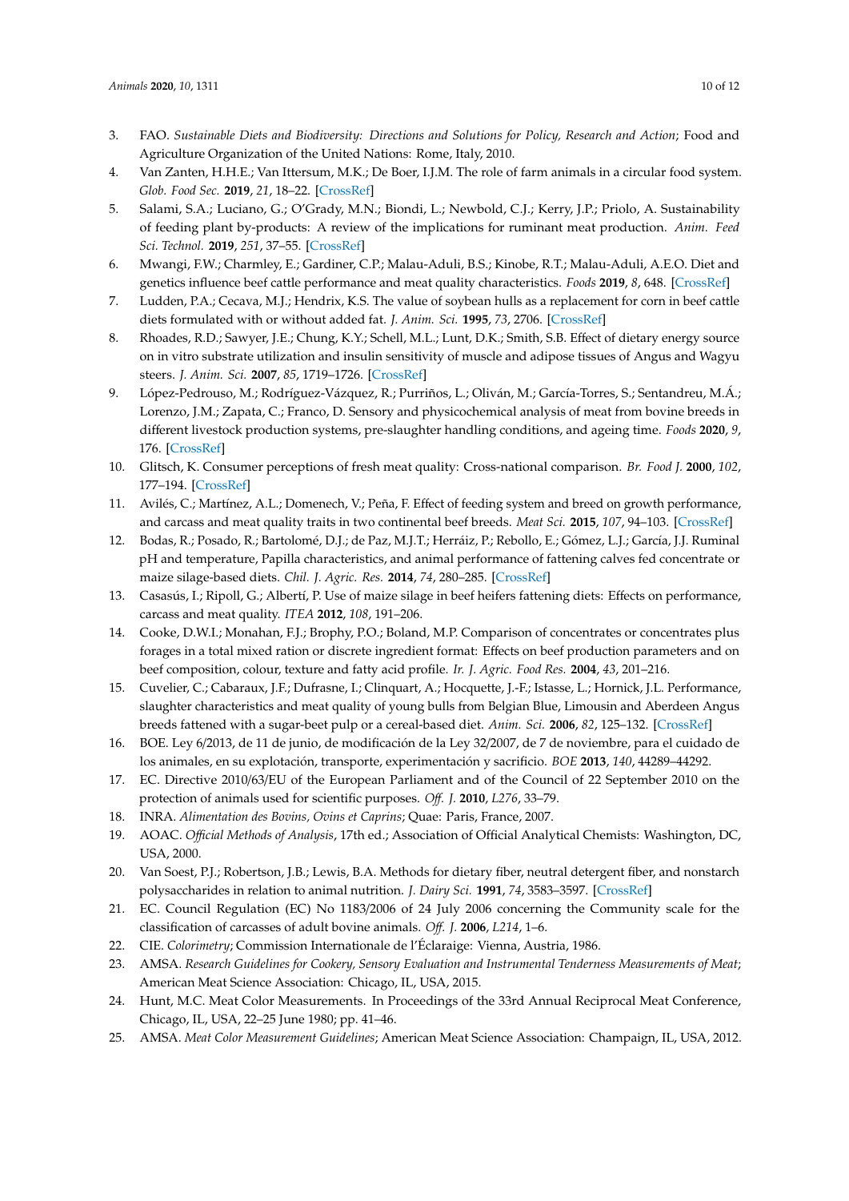3. FAO. *Sustainable Diets and Biodiversity: Directions and Solutions for Policy, Research and Action*; Food and Agriculture Organization of the United Nations: Rome, Italy, 2010.
4. Van Zanten, H.H.E.; Van Ittersum, M.K.; De Boer, I.J.M. The role of farm animals in a circular food system. *Glob. Food Sec.* **2019**, *21*, 18–22. [CrossRef]
5. Salami, S.A.; Luciano, G.; O'Grady, M.N.; Biondi, L.; Newbold, C.J.; Kerry, J.P.; Priolo, A. Sustainability of feeding plant by-products: A review of the implications for ruminant meat production. *Anim. Feed Sci. Technol.* **2019**, *251*, 37–55. [CrossRef]
6. Mwangi, F.W.; Charmley, E.; Gardiner, C.P.; Malau-Aduli, B.S.; Kinobe, R.T.; Malau-Aduli, A.E.O. Diet and genetics influence beef cattle performance and meat quality characteristics. *Foods* **2019**, *8*, 648. [CrossRef]
7. Ludden, P.A.; Cecava, M.J.; Hendrix, K.S. The value of soybean hulls as a replacement for corn in beef cattle diets formulated with or without added fat. *J. Anim. Sci.* **1995**, *73*, 2706. [CrossRef]
8. Rhoades, R.D.; Sawyer, J.E.; Chung, K.Y.; Schell, M.L.; Lunt, D.K.; Smith, S.B. Effect of dietary energy source on in vitro substrate utilization and insulin sensitivity of muscle and adipose tissues of Angus and Wagyu steers. *J. Anim. Sci.* **2007**, *85*, 1719–1726. [CrossRef]
9. López-Pedrouso, M.; Rodríguez-Vázquez, R.; Purriños, L.; Oliván, M.; García-Torres, S.; Sentandreu, M.Á.; Lorenzo, J.M.; Zapata, C.; Franco, D. Sensory and physicochemical analysis of meat from bovine breeds in different livestock production systems, pre-slaughter handling conditions, and ageing time. *Foods* **2020**, *9*, 176. [CrossRef]
10. Glitsch, K. Consumer perceptions of fresh meat quality: Cross-national comparison. *Br. Food J.* **2000**, *102*, 177–194. [CrossRef]
11. Avilés, C.; Martínez, A.L.; Domenech, V.; Peña, F. Effect of feeding system and breed on growth performance, and carcass and meat quality traits in two continental beef breeds. *Meat Sci.* **2015**, *107*, 94–103. [CrossRef]
12. Bodas, R.; Posado, R.; Bartolomé, D.J.; de Paz, M.J.T.; Herráiz, P.; Rebollo, E.; Gómez, L.J.; García, J.J. Ruminal pH and temperature, Papilla characteristics, and animal performance of fattening calves fed concentrate or maize silage-based diets. *Chil. J. Agric. Res.* **2014**, *74*, 280–285. [CrossRef]
13. Casasús, I.; Ripoll, G.; Albertí, P. Use of maize silage in beef heifers fattening diets: Effects on performance, carcass and meat quality. *ITEA* **2012**, *108*, 191–206.
14. Cooke, D.W.I.; Monahan, F.J.; Brophy, P.O.; Boland, M.P. Comparison of concentrates or concentrates plus forages in a total mixed ration or discrete ingredient format: Effects on beef production parameters and on beef composition, colour, texture and fatty acid profile. *Ir. J. Agric. Food Res.* **2004**, *43*, 201–216.
15. Cuvelier, C.; Cabaraux, J.F.; Dufrasne, I.; Clinquart, A.; Hocquette, J.-F.; Istasse, L.; Hornick, J.L. Performance, slaughter characteristics and meat quality of young bulls from Belgian Blue, Limousin and Aberdeen Angus breeds fattened with a sugar-beet pulp or a cereal-based diet. *Anim. Sci.* **2006**, *82*, 125–132. [CrossRef]
16. BOE. Ley 6/2013, de 11 de junio, de modificación de la Ley 32/2007, de 7 de noviembre, para el cuidado de los animales, en su explotación, transporte, experimentación y sacrificio. *BOE* **2013**, *140*, 44289–44292.
17. EC. Directive 2010/63/EU of the European Parliament and of the Council of 22 September 2010 on the protection of animals used for scientific purposes. *Off. J.* **2010**, *L276*, 33–79.
18. INRA. *Alimentation des Bovins, Ovins et Caprins*; Quae: Paris, France, 2007.
19. AOAC. *Official Methods of Analysis*, 17th ed.; Association of Official Analytical Chemists: Washington, DC, USA, 2000.
20. Van Soest, P.J.; Robertson, J.B.; Lewis, B.A. Methods for dietary fiber, neutral detergent fiber, and nonstarch polysaccharides in relation to animal nutrition. *J. Dairy Sci.* **1991**, *74*, 3583–3597. [CrossRef]
21. EC. Council Regulation (EC) No 1183/2006 of 24 July 2006 concerning the Community scale for the classification of carcasses of adult bovine animals. *Off. J.* **2006**, *L214*, 1–6.
22. CIE. *Colorimetry*; Commission Internationale de l'Éclaraige: Vienna, Austria, 1986.
23. AMSA. *Research Guidelines for Cookery, Sensory Evaluation and Instrumental Tenderness Measurements of Meat*; American Meat Science Association: Chicago, IL, USA, 2015.
24. Hunt, M.C. Meat Color Measurements. In Proceedings of the 33rd Annual Reciprocal Meat Conference, Chicago, IL, USA, 22–25 June 1980; pp. 41–46.
25. AMSA. *Meat Color Measurement Guidelines*; American Meat Science Association: Champaign, IL, USA, 2012.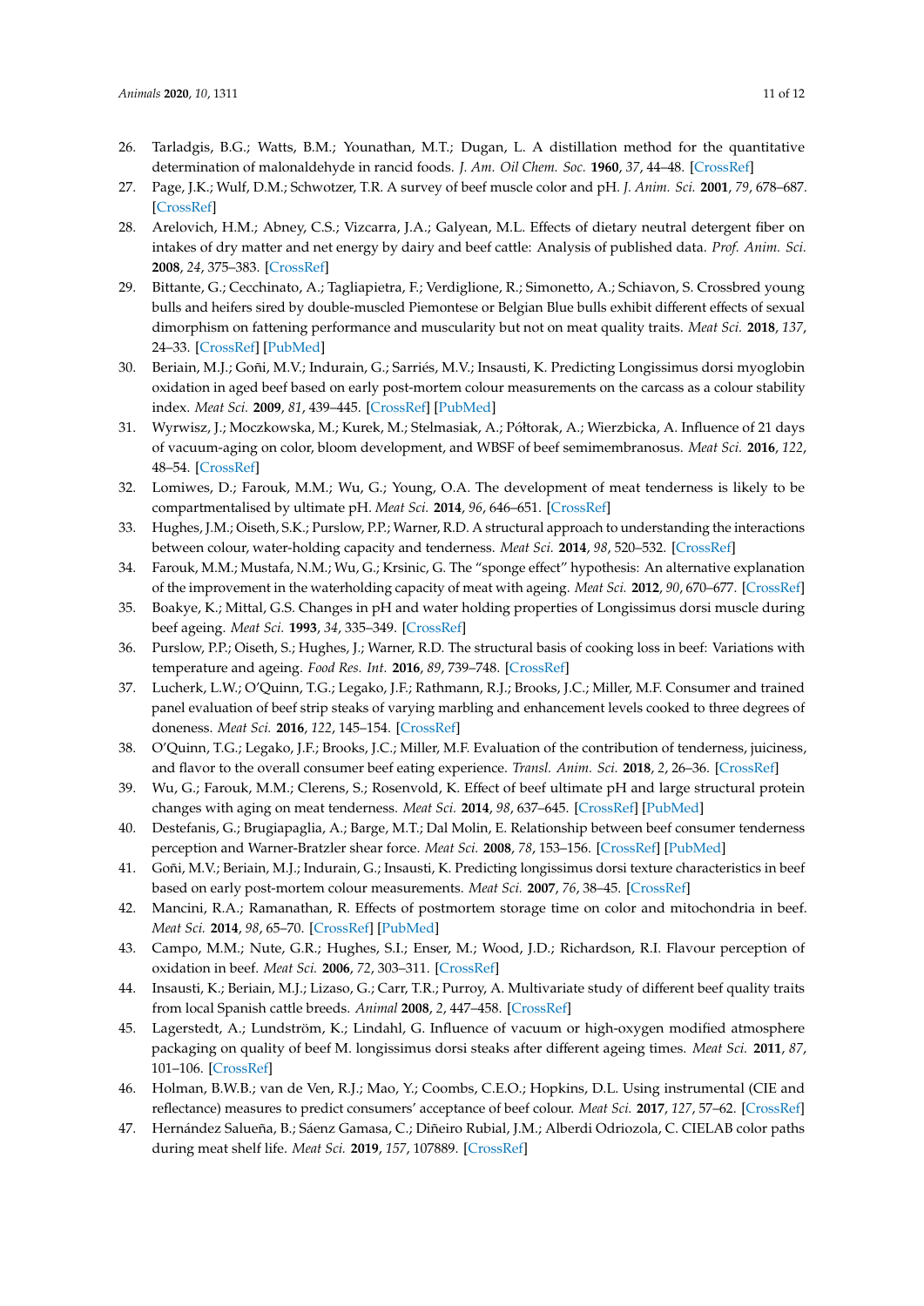26. Tarladgis, B.G.; Watts, B.M.; Younathan, M.T.; Dugan, L. A distillation method for the quantitative determination of malonaldehyde in rancid foods. *J. Am. Oil Chem. Soc.* **1960**, *37*, 44–48. [CrossRef]
27. Page, J.K.; Wulf, D.M.; Schwotzer, T.R. A survey of beef muscle color and pH. *J. Anim. Sci.* **2001**, *79*, 678–687. [CrossRef]
28. Arelovich, H.M.; Abney, C.S.; Vizcarra, J.A.; Galyean, M.L. Effects of dietary neutral detergent fiber on intakes of dry matter and net energy by dairy and beef cattle: Analysis of published data. *Prof. Anim. Sci.* **2008**, *24*, 375–383. [CrossRef]
29. Bittante, G.; Cecchinato, A.; Tagliapietra, F.; Verdiglione, R.; Simonetto, A.; Schiavon, S. Crossbred young bulls and heifers sired by double-muscled Piemontese or Belgian Blue bulls exhibit different effects of sexual dimorphism on fattening performance and muscularity but not on meat quality traits. *Meat Sci.* **2018**, *137*, 24–33. [CrossRef] [PubMed]
30. Beriain, M.J.; Goñi, M.V.; Indurain, G.; Sarriés, M.V.; Insausti, K. Predicting Longissimus dorsi myoglobin oxidation in aged beef based on early post-mortem colour measurements on the carcass as a colour stability index. *Meat Sci.* **2009**, *81*, 439–445. [CrossRef] [PubMed]
31. Wyrwisz, J.; Moczkowska, M.; Kurek, M.; Stelmasiak, A.; Półtorak, A.; Wierzbicka, A. Influence of 21 days of vacuum-aging on color, bloom development, and WBSF of beef semimembranosus. *Meat Sci.* **2016**, *122*, 48–54. [CrossRef]
32. Lomiwes, D.; Farouk, M.M.; Wu, G.; Young, O.A. The development of meat tenderness is likely to be compartmentalised by ultimate pH. *Meat Sci.* **2014**, *96*, 646–651. [CrossRef]
33. Hughes, J.M.; Oiseth, S.K.; Purslow, P.P.; Warner, R.D. A structural approach to understanding the interactions between colour, water-holding capacity and tenderness. *Meat Sci.* **2014**, *98*, 520–532. [CrossRef]
34. Farouk, M.M.; Mustafa, N.M.; Wu, G.; Krsinic, G. The "sponge effect" hypothesis: An alternative explanation of the improvement in the waterholding capacity of meat with ageing. *Meat Sci.* **2012**, *90*, 670–677. [CrossRef]
35. Boakye, K.; Mittal, G.S. Changes in pH and water holding properties of Longissimus dorsi muscle during beef ageing. *Meat Sci.* **1993**, *34*, 335–349. [CrossRef]
36. Purslow, P.P.; Oiseth, S.; Hughes, J.; Warner, R.D. The structural basis of cooking loss in beef: Variations with temperature and ageing. *Food Res. Int.* **2016**, *89*, 739–748. [CrossRef]
37. Lucherk, L.W.; O'Quinn, T.G.; Legako, J.F.; Rathmann, R.J.; Brooks, J.C.; Miller, M.F. Consumer and trained panel evaluation of beef strip steaks of varying marbling and enhancement levels cooked to three degrees of doneness. *Meat Sci.* **2016**, *122*, 145–154. [CrossRef]
38. O'Quinn, T.G.; Legako, J.F.; Brooks, J.C.; Miller, M.F. Evaluation of the contribution of tenderness, juiciness, and flavor to the overall consumer beef eating experience. *Transl. Anim. Sci.* **2018**, *2*, 26–36. [CrossRef]
39. Wu, G.; Farouk, M.M.; Clerens, S.; Rosenvold, K. Effect of beef ultimate pH and large structural protein changes with aging on meat tenderness. *Meat Sci.* **2014**, *98*, 637–645. [CrossRef] [PubMed]
40. Destefanis, G.; Brugiapaglia, A.; Barge, M.T.; Dal Molin, E. Relationship between beef consumer tenderness perception and Warner-Bratzler shear force. *Meat Sci.* **2008**, *78*, 153–156. [CrossRef] [PubMed]
41. Goñi, M.V.; Beriain, M.J.; Indurain, G.; Insausti, K. Predicting longissimus dorsi texture characteristics in beef based on early post-mortem colour measurements. *Meat Sci.* **2007**, *76*, 38–45. [CrossRef]
42. Mancini, R.A.; Ramanathan, R. Effects of postmortem storage time on color and mitochondria in beef. *Meat Sci.* **2014**, *98*, 65–70. [CrossRef] [PubMed]
43. Campo, M.M.; Nute, G.R.; Hughes, S.I.; Enser, M.; Wood, J.D.; Richardson, R.I. Flavour perception of oxidation in beef. *Meat Sci.* **2006**, *72*, 303–311. [CrossRef]
44. Insausti, K.; Beriain, M.J.; Lizaso, G.; Carr, T.R.; Purroy, A. Multivariate study of different beef quality traits from local Spanish cattle breeds. *Animal* **2008**, *2*, 447–458. [CrossRef]
45. Lagerstedt, A.; Lundström, K.; Lindahl, G. Influence of vacuum or high-oxygen modified atmosphere packaging on quality of beef M. longissimus dorsi steaks after different ageing times. *Meat Sci.* **2011**, *87*, 101–106. [CrossRef]
46. Holman, B.W.B.; van de Ven, R.J.; Mao, Y.; Coombs, C.E.O.; Hopkins, D.L. Using instrumental (CIE and reflectance) measures to predict consumers' acceptance of beef colour. *Meat Sci.* **2017**, *127*, 57–62. [CrossRef]
47. Hernández Salueña, B.; Sáenz Gamasa, C.; Diñeiro Rubial, J.M.; Alberdi Odriozola, C. CIELAB color paths during meat shelf life. *Meat Sci.* **2019**, *157*, 107889. [CrossRef]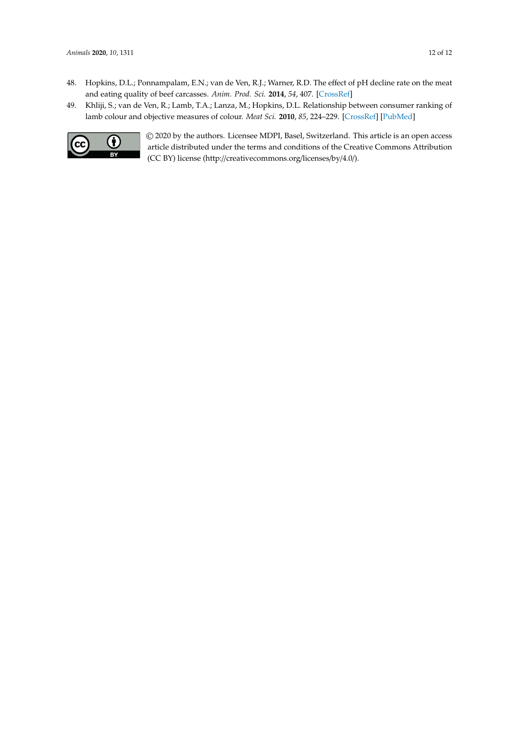48. Hopkins, D.L.; Ponnampalam, E.N.; van de Ven, R.J.; Warner, R.D. The effect of pH decline rate on the meat and eating quality of beef carcasses. *Anim. Prod. Sci.* **2014**, *54*, 407. [CrossRef]
49. Khliji, S.; van de Ven, R.; Lamb, T.A.; Lanza, M.; Hopkins, D.L. Relationship between consumer ranking of lamb colour and objective measures of colour. *Meat Sci.* **2010**, *85*, 224–229. [CrossRef] [PubMed]

© 2020 by the authors. Licensee MDPI, Basel, Switzerland. This article is an open access article distributed under the terms and conditions of the Creative Commons Attribution (CC BY) license (http://creativecommons.org/licenses/by/4.0/).